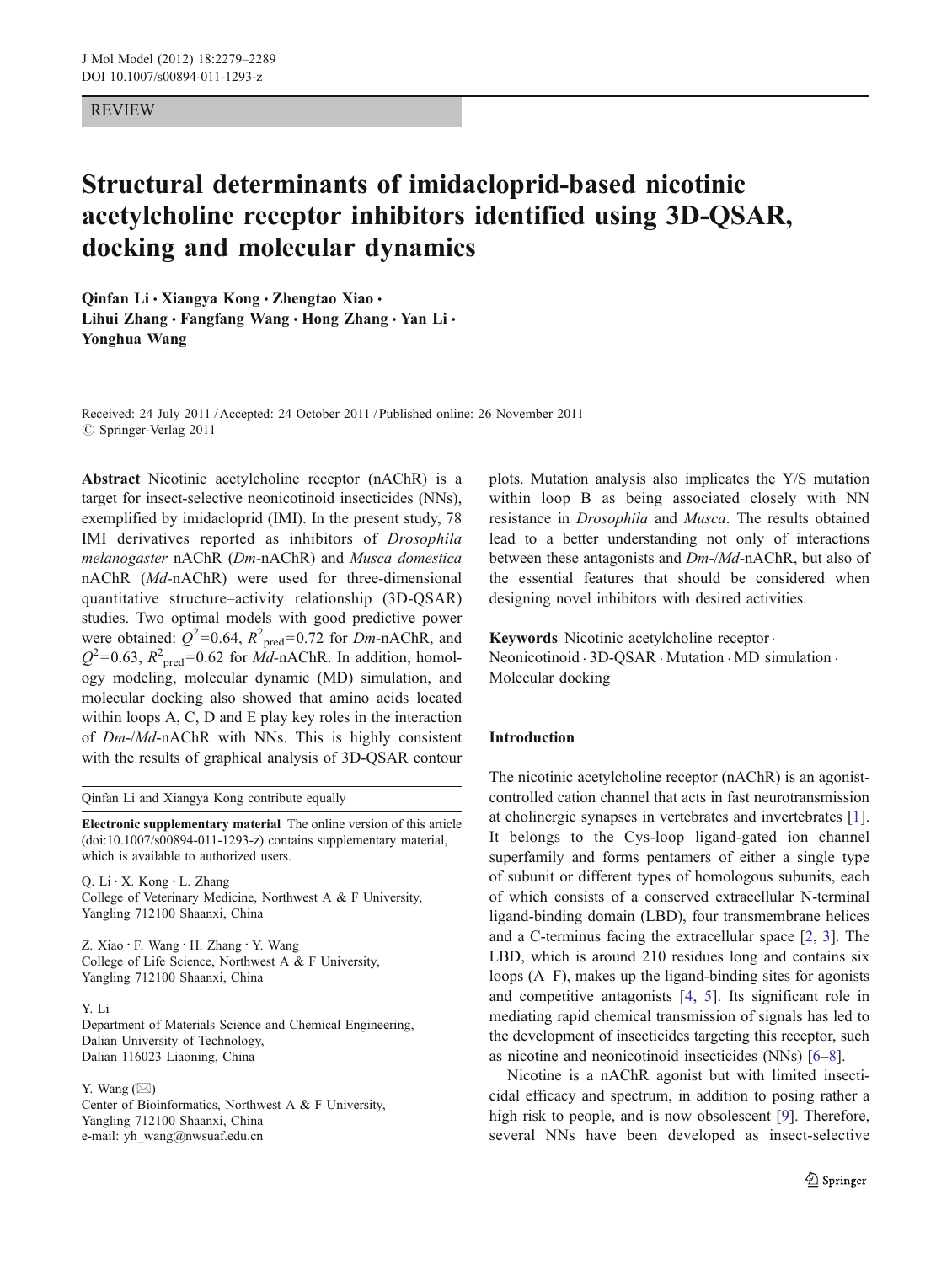REVIEW

# Structural determinants of imidacloprid-based nicotinic acetylcholine receptor inhibitors identified using 3D-QSAR, docking and molecular dynamics

Qinfan Li · Xiangya Kong · Zhengtao Xiao · Lihui Zhang · Fangfang Wang · Hong Zhang · Yan Li · Yonghua Wang

Received: 24 July 2011 / Accepted: 24 October 2011 / Published online: 26 November 2011
© Springer-Verlag 2011

**Abstract** Nicotinic acetylcholine receptor (nAChR) is a target for insect-selective neonicotinoid insecticides (NNs), exemplified by imidacloprid (IMI). In the present study, 78 IMI derivatives reported as inhibitors of *Drosophila melanogaster* nAChR (*Dm*-nAChR) and *Musca domestica* nAChR (*Md*-nAChR) were used for three-dimensional quantitative structure–activity relationship (3D-QSAR) studies. Two optimal models with good predictive power were obtained: $Q^2$=0.64, $R^2_{\text{pred}}$=0.72 for *Dm*-nAChR, and $Q^2$=0.63, $R^2_{\text{pred}}$=0.62 for *Md*-nAChR. In addition, homology modeling, molecular dynamic (MD) simulation, and molecular docking also showed that amino acids located within loops A, C, D and E play key roles in the interaction of *Dm*-/*Md*-nAChR with NNs. This is highly consistent with the results of graphical analysis of 3D-QSAR contour plots. Mutation analysis also implicates the Y/S mutation within loop B as being associated closely with NN resistance in *Drosophila* and *Musca*. The results obtained lead to a better understanding not only of interactions between these antagonists and *Dm*-/*Md*-nAChR, but also of the essential features that should be considered when designing novel inhibitors with desired activities.

**Keywords** Nicotinic acetylcholine receptor · Neonicotinoid · 3D-QSAR · Mutation · MD simulation · Molecular docking

Qinfan Li and Xiangya Kong contribute equally

**Electronic supplementary material** The online version of this article (doi:10.1007/s00894-011-1293-z) contains supplementary material, which is available to authorized users.

Q. Li · X. Kong · L. Zhang
College of Veterinary Medicine, Northwest A & F University, Yangling 712100 Shaanxi, China

Z. Xiao · F. Wang · H. Zhang · Y. Wang
College of Life Science, Northwest A & F University, Yangling 712100 Shaanxi, China

Y. Li
Department of Materials Science and Chemical Engineering, Dalian University of Technology, Dalian 116023 Liaoning, China

Y. Wang (✉)
Center of Bioinformatics, Northwest A & F University, Yangling 712100 Shaanxi, China
e-mail: yh_wang@nwsuaf.edu.cn

## Introduction

The nicotinic acetylcholine receptor (nAChR) is an agonist-controlled cation channel that acts in fast neurotransmission at cholinergic synapses in vertebrates and invertebrates [1]. It belongs to the Cys-loop ligand-gated ion channel superfamily and forms pentamers of either a single type of subunit or different types of homologous subunits, each of which consists of a conserved extracellular N-terminal ligand-binding domain (LBD), four transmembrane helices and a C-terminus facing the extracellular space [2, 3]. The LBD, which is around 210 residues long and contains six loops (A–F), makes up the ligand-binding sites for agonists and competitive antagonists [4, 5]. Its significant role in mediating rapid chemical transmission of signals has led to the development of insecticides targeting this receptor, such as nicotine and neonicotinoid insecticides (NNs) [6–8].

Nicotine is a nAChR agonist but with limited insecticidal efficacy and spectrum, in addition to posing rather a high risk to people, and is now obsolescent [9]. Therefore, several NNs have been developed as insect-selective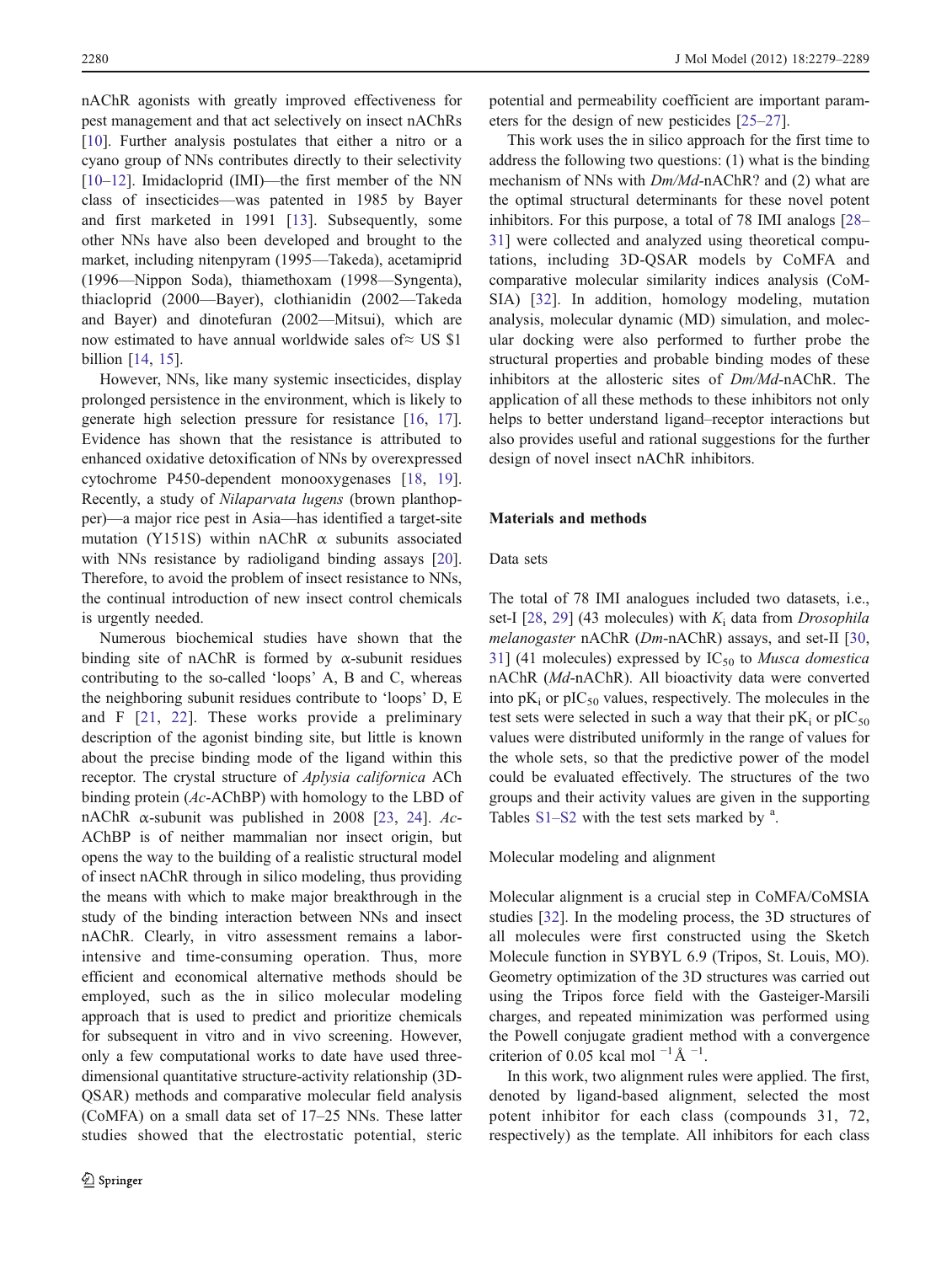nAChR agonists with greatly improved effectiveness for pest management and that act selectively on insect nAChRs [10]. Further analysis postulates that either a nitro or a cyano group of NNs contributes directly to their selectivity [10–12]. Imidacloprid (IMI)—the first member of the NN class of insecticides—was patented in 1985 by Bayer and first marketed in 1991 [13]. Subsequently, some other NNs have also been developed and brought to the market, including nitenpyram (1995—Takeda), acetamiprid (1996—Nippon Soda), thiamethoxam (1998—Syngenta), thiacloprid (2000—Bayer), clothianidin (2002—Takeda and Bayer) and dinotefuran (2002—Mitsui), which are now estimated to have annual worldwide sales of≈ US $1 billion [14, 15].

However, NNs, like many systemic insecticides, display prolonged persistence in the environment, which is likely to generate high selection pressure for resistance [16, 17]. Evidence has shown that the resistance is attributed to enhanced oxidative detoxification of NNs by overexpressed cytochrome P450-dependent monooxygenases [18, 19]. Recently, a study of *Nilaparvata lugens* (brown planthopper)—a major rice pest in Asia—has identified a target-site mutation (Y151S) within nAChR α subunits associated with NNs resistance by radioligand binding assays [20]. Therefore, to avoid the problem of insect resistance to NNs, the continual introduction of new insect control chemicals is urgently needed.

Numerous biochemical studies have shown that the binding site of nAChR is formed by α-subunit residues contributing to the so-called 'loops' A, B and C, whereas the neighboring subunit residues contribute to 'loops' D, E and F [21, 22]. These works provide a preliminary description of the agonist binding site, but little is known about the precise binding mode of the ligand within this receptor. The crystal structure of *Aplysia californica* ACh binding protein (*Ac*-AChBP) with homology to the LBD of nAChR α-subunit was published in 2008 [23, 24]. *Ac*-AChBP is of neither mammalian nor insect origin, but opens the way to the building of a realistic structural model of insect nAChR through in silico modeling, thus providing the means with which to make major breakthrough in the study of the binding interaction between NNs and insect nAChR. Clearly, in vitro assessment remains a labor-intensive and time-consuming operation. Thus, more efficient and economical alternative methods should be employed, such as the in silico molecular modeling approach that is used to predict and prioritize chemicals for subsequent in vitro and in vivo screening. However, only a few computational works to date have used three-dimensional quantitative structure-activity relationship (3D-QSAR) methods and comparative molecular field analysis (CoMFA) on a small data set of 17–25 NNs. These latter studies showed that the electrostatic potential, steric potential and permeability coefficient are important parameters for the design of new pesticides [25–27].

This work uses the in silico approach for the first time to address the following two questions: (1) what is the binding mechanism of NNs with *Dm/Md*-nAChR? and (2) what are the optimal structural determinants for these novel potent inhibitors. For this purpose, a total of 78 IMI analogs [28–31] were collected and analyzed using theoretical computations, including 3D-QSAR models by CoMFA and comparative molecular similarity indices analysis (CoMSIA) [32]. In addition, homology modeling, mutation analysis, molecular dynamic (MD) simulation, and molecular docking were also performed to further probe the structural properties and probable binding modes of these inhibitors at the allosteric sites of *Dm/Md*-nAChR. The application of all these methods to these inhibitors not only helps to better understand ligand–receptor interactions but also provides useful and rational suggestions for the further design of novel insect nAChR inhibitors.

## Materials and methods

### Data sets

The total of 78 IMI analogues included two datasets, i.e., set-I [28, 29] (43 molecules) with $K_i$ data from *Drosophila melanogaster* nAChR (*Dm*-nAChR) assays, and set-II [30, 31] (41 molecules) expressed by $IC_{50}$ to *Musca domestica* nAChR (*Md*-nAChR). All bioactivity data were converted into $pK_i$ or $pIC_{50}$ values, respectively. The molecules in the test sets were selected in such a way that their $pK_i$ or $pIC_{50}$ values were distributed uniformly in the range of values for the whole sets, so that the predictive power of the model could be evaluated effectively. The structures of the two groups and their activity values are given in the supporting Tables S1–S2 with the test sets marked by [a].

### Molecular modeling and alignment

Molecular alignment is a crucial step in CoMFA/CoMSIA studies [32]. In the modeling process, the 3D structures of all molecules were first constructed using the Sketch Molecule function in SYBYL 6.9 (Tripos, St. Louis, MO). Geometry optimization of the 3D structures was carried out using the Tripos force field with the Gasteiger-Marsili charges, and repeated minimization was performed using the Powell conjugate gradient method with a convergence criterion of 0.05 kcal $mol^{-1}$ $Å^{-1}$.

In this work, two alignment rules were applied. The first, denoted by ligand-based alignment, selected the most potent inhibitor for each class (compounds 31, 72, respectively) as the template. All inhibitors for each class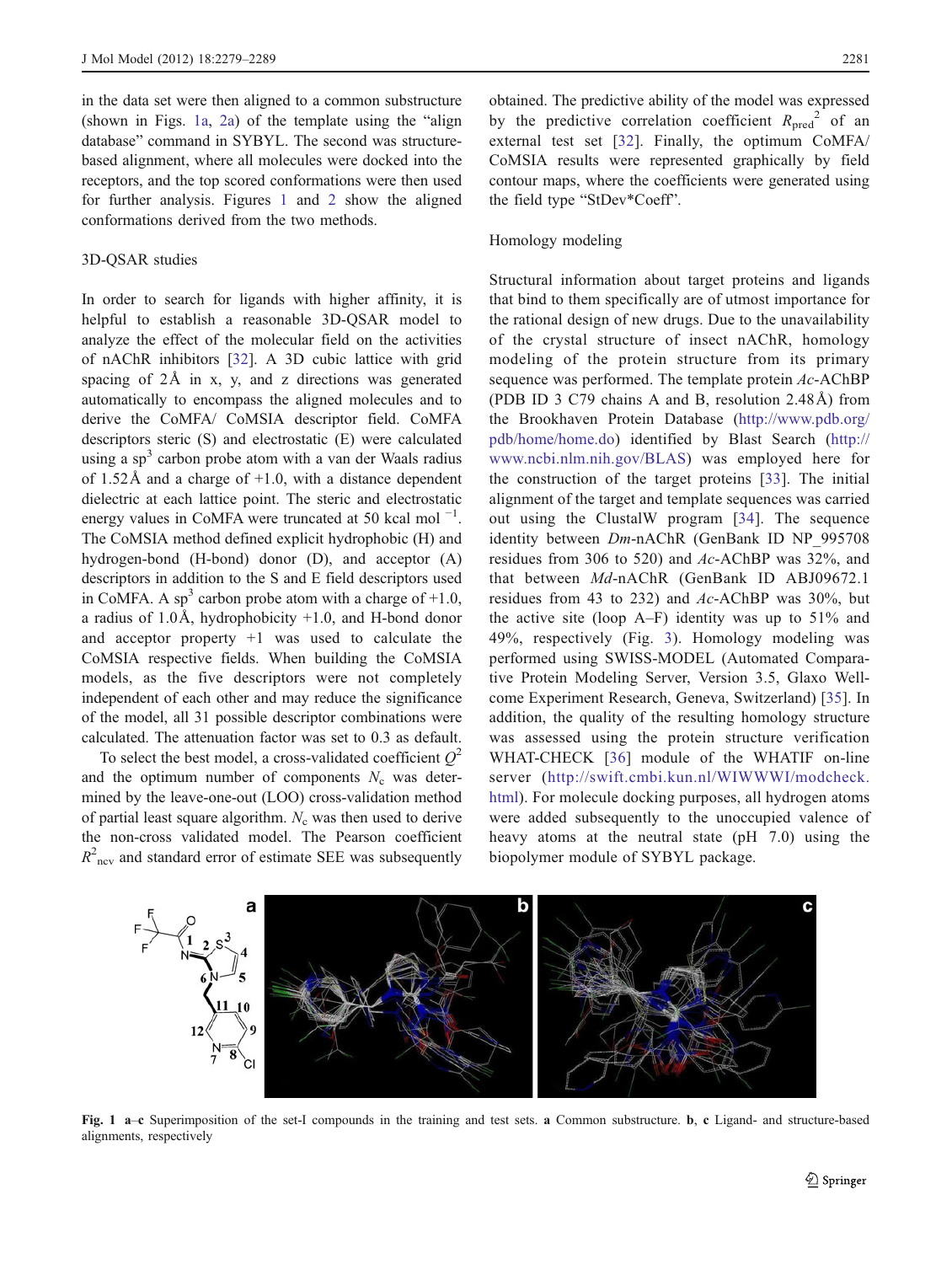in the data set were then aligned to a common substructure (shown in Figs. 1a, 2a) of the template using the "align database" command in SYBYL. The second was structure-based alignment, where all molecules were docked into the receptors, and the top scored conformations were then used for further analysis. Figures 1 and 2 show the aligned conformations derived from the two methods.

### 3D-QSAR studies

In order to search for ligands with higher affinity, it is helpful to establish a reasonable 3D-QSAR model to analyze the effect of the molecular field on the activities of nAChR inhibitors [32]. A 3D cubic lattice with grid spacing of 2Å in x, y, and z directions was generated automatically to encompass the aligned molecules and to derive the CoMFA/ CoMSIA descriptor field. CoMFA descriptors steric (S) and electrostatic (E) were calculated using a $sp^3$ carbon probe atom with a van der Waals radius of 1.52Å and a charge of +1.0, with a distance dependent dielectric at each lattice point. The steric and electrostatic energy values in CoMFA were truncated at 50 kcal $mol^{-1}$. The CoMSIA method defined explicit hydrophobic (H) and hydrogen-bond (H-bond) donor (D), and acceptor (A) descriptors in addition to the S and E field descriptors used in CoMFA. A $sp^3$ carbon probe atom with a charge of +1.0, a radius of 1.0Å, hydrophobicity +1.0, and H-bond donor and acceptor property +1 was used to calculate the CoMSIA respective fields. When building the CoMSIA models, as the five descriptors were not completely independent of each other and may reduce the significance of the model, all 31 possible descriptor combinations were calculated. The attenuation factor was set to 0.3 as default.

To select the best model, a cross-validated coefficient $Q^2$ and the optimum number of components $N_c$ was determined by the leave-one-out (LOO) cross-validation method of partial least square algorithm. $N_c$ was then used to derive the non-cross validated model. The Pearson coefficient $R^2_{ncv}$ and standard error of estimate SEE was subsequently obtained. The predictive ability of the model was expressed by the predictive correlation coefficient $R_{pred}^2$ of an external test set [32]. Finally, the optimum CoMFA/ CoMSIA results were represented graphically by field contour maps, where the coefficients were generated using the field type "StDev*Coeff".

### Homology modeling

Structural information about target proteins and ligands that bind to them specifically are of utmost importance for the rational design of new drugs. Due to the unavailability of the crystal structure of insect nAChR, homology modeling of the protein structure from its primary sequence was performed. The template protein *Ac*-AChBP (PDB ID 3 C79 chains A and B, resolution 2.48Å) from the Brookhaven Protein Database (http://www.pdb.org/pdb/home/home.do) identified by Blast Search (http://www.ncbi.nlm.nih.gov/BLAS) was employed here for the construction of the target proteins [33]. The initial alignment of the target and template sequences was carried out using the ClustalW program [34]. The sequence identity between *Dm*-nAChR (GenBank ID NP_995708 residues from 306 to 520) and *Ac*-AChBP was 32%, and that between *Md*-nAChR (GenBank ID ABJ09672.1 residues from 43 to 232) and *Ac*-AChBP was 30%, but the active site (loop A–F) identity was up to 51% and 49%, respectively (Fig. 3). Homology modeling was performed using SWISS-MODEL (Automated Comparative Protein Modeling Server, Version 3.5, Glaxo Wellcome Experiment Research, Geneva, Switzerland) [35]. In addition, the quality of the resulting homology structure was assessed using the protein structure verification WHAT-CHECK [36] module of the WHATIF on-line server (http://swift.cmbi.kun.nl/WIWWWI/modcheck.html). For molecule docking purposes, all hydrogen atoms were added subsequently to the unoccupied valence of heavy atoms at the neutral state (pH 7.0) using the biopolymer module of SYBYL package.

**Fig. 1 a–c** Superimposition of the set-I compounds in the training and test sets. **a** Common substructure. **b**, **c** Ligand- and structure-based alignments, respectively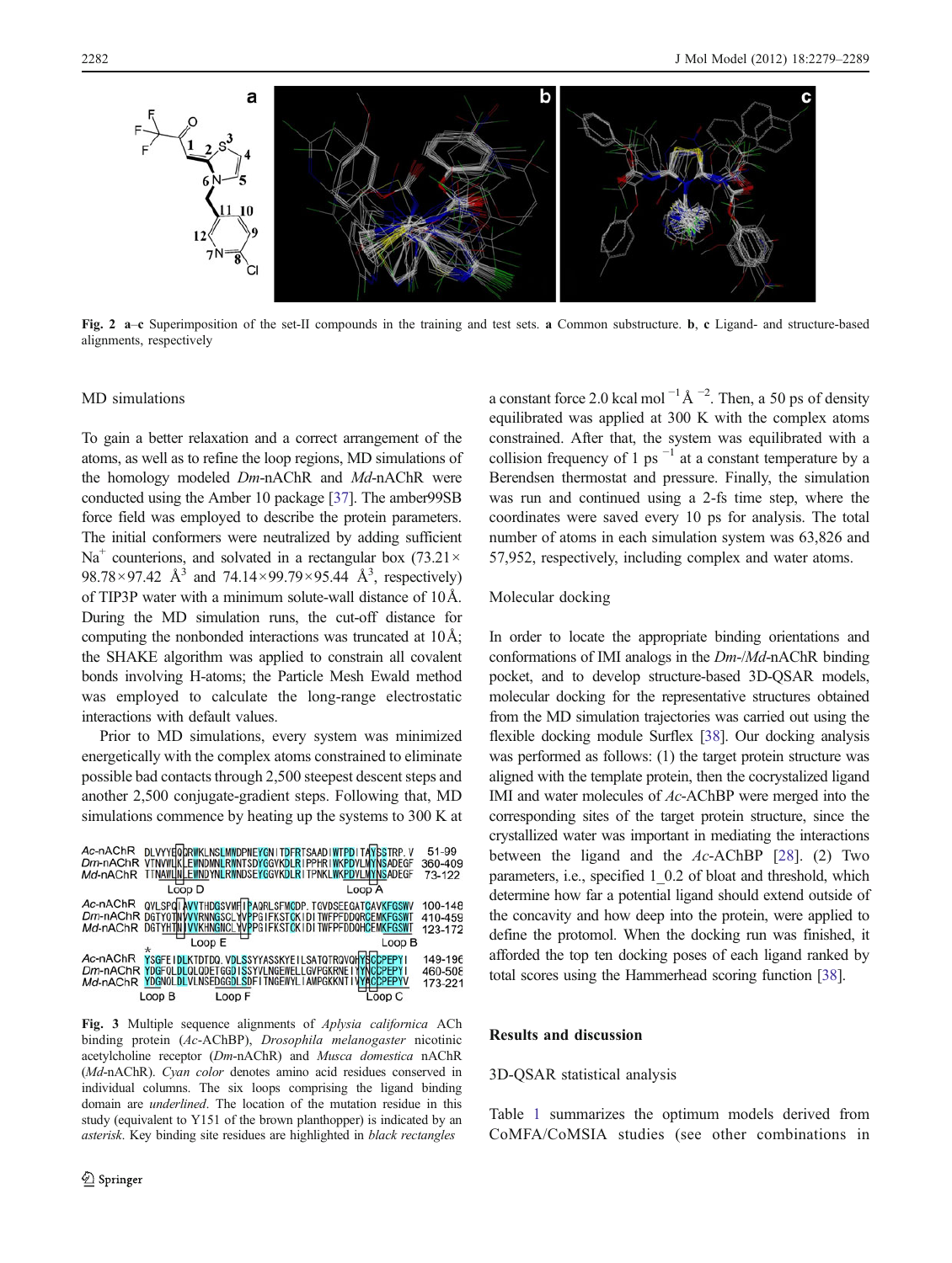**Fig. 2** a–c Superimposition of the set-II compounds in the training and test sets. **a** Common substructure. **b**, **c** Ligand- and structure-based alignments, respectively

MD simulations

To gain a better relaxation and a correct arrangement of the atoms, as well as to refine the loop regions, MD simulations of the homology modeled *Dm*-nAChR and *Md*-nAChR were conducted using the Amber 10 package [37]. The amber99SB force field was employed to describe the protein parameters. The initial conformers were neutralized by adding sufficient $Na^+$ counterions, and solvated in a rectangular box ($73.21 \times 98.78 \times 97.42$ Å$^3$ and $74.14 \times 99.79 \times 95.44$ Å$^3$, respectively) of TIP3P water with a minimum solute-wall distance of 10Å. During the MD simulation runs, the cut-off distance for computing the nonbonded interactions was truncated at 10Å; the SHAKE algorithm was applied to constrain all covalent bonds involving H-atoms; the Particle Mesh Ewald method was employed to calculate the long-range electrostatic interactions with default values.

Prior to MD simulations, every system was minimized energetically with the complex atoms constrained to eliminate possible bad contacts through 2,500 steepest descent steps and another 2,500 conjugate-gradient steps. Following that, MD simulations commence by heating up the systems to 300 K at a constant force 2.0 kcal mol $^{-1}$Å $^{-2}$. Then, a 50 ps of density equilibrated was applied at 300 K with the complex atoms constrained. After that, the system was equilibrated with a collision frequency of 1 ps $^{-1}$ at a constant temperature by a Berendsen thermostat and pressure. Finally, the simulation was run and continued using a 2-fs time step, where the coordinates were saved every 10 ps for analysis. The total number of atoms in each simulation system was 63,826 and 57,952, respectively, including complex and water atoms.

```
Ac-nAChR  DLVYYEQQRWKLNSLMWDPNEYGNITDFRTSAADIWTPDITAYSSTRP.V   51-99
Dm-nAChR  VTNVWLKLEWNDMNLRWNTSDYGGVKDLRIPPHRIWKPDVLMYNSADEGF  360-409
Md-nAChR  TTNAWLNLEWNDYNLRWNDSEYGGVKDLRITPNKLWKPDVLMYNSADEGF   73-122
                Loop D                             Loop A

Ac-nAChR  QVLSPQIAVVTHDGSVMFIPAQRLSFMCDP.TGVDSEEGATCAVKFGSWV  100-148
Dm-nAChR  DGTYQTNVVVRNNGSCLYVPPGIFKSTCKIDITWFPFDDQRCEMKFGSWT  410-459
Md-nAChR  DGTYHTNIVVKHNGNCLYVPPGIFKSTCKIDITWFPFDDQHCEMKFGSWT  123-172
                    Loop E                                Loop B
          *
Ac-nAChR  YSGFEIDLKTDTDQ.VDLSSYYASSKYEILSATQTRQVQHYSCCPEPYI  149-196
Dm-nAChR  YDGFQLDLQLQDETGGDISSYVLNGEWELLGVPGKRNEIYYNCCPEPYI  460-508
Md-nAChR  YDGNQLDLVLNSEDGGDLSDFITNGEWYLIAMPGKKNTIVYACCPEPYV  173-221
          Loop B        Loop F                      Loop C
```

**Fig. 3** Multiple sequence alignments of *Aplysia californica* ACh binding protein (*Ac*-AChBP), *Drosophila melanogaster* nicotinic acetylcholine receptor (*Dm*-nAChR) and *Musca domestica* nAChR (*Md*-nAChR). *Cyan color* denotes amino acid residues conserved in individual columns. The six loops comprising the ligand binding domain are *underlined*. The location of the mutation residue in this study (equivalent to Y151 of the brown planthopper) is indicated by an *asterisk*. Key binding site residues are highlighted in *black rectangles*

Molecular docking

In order to locate the appropriate binding orientations and conformations of IMI analogs in the *Dm*-/*Md*-nAChR binding pocket, and to develop structure-based 3D-QSAR models, molecular docking for the representative structures obtained from the MD simulation trajectories was carried out using the flexible docking module Surflex [38]. Our docking analysis was performed as follows: (1) the target protein structure was aligned with the template protein, then the cocrystalized ligand IMI and water molecules of *Ac*-AChBP were merged into the corresponding sites of the target protein structure, since the crystallized water was important in mediating the interactions between the ligand and the *Ac*-AChBP [28]. (2) Two parameters, i.e., specified 1_0.2 of bloat and threshold, which determine how far a potential ligand should extend outside of the concavity and how deep into the protein, were applied to define the protomol. When the docking run was finished, it afforded the top ten docking poses of each ligand ranked by total scores using the Hammerhead scoring function [38].

## Results and discussion

3D-QSAR statistical analysis

Table 1 summarizes the optimum models derived from CoMFA/CoMSIA studies (see other combinations in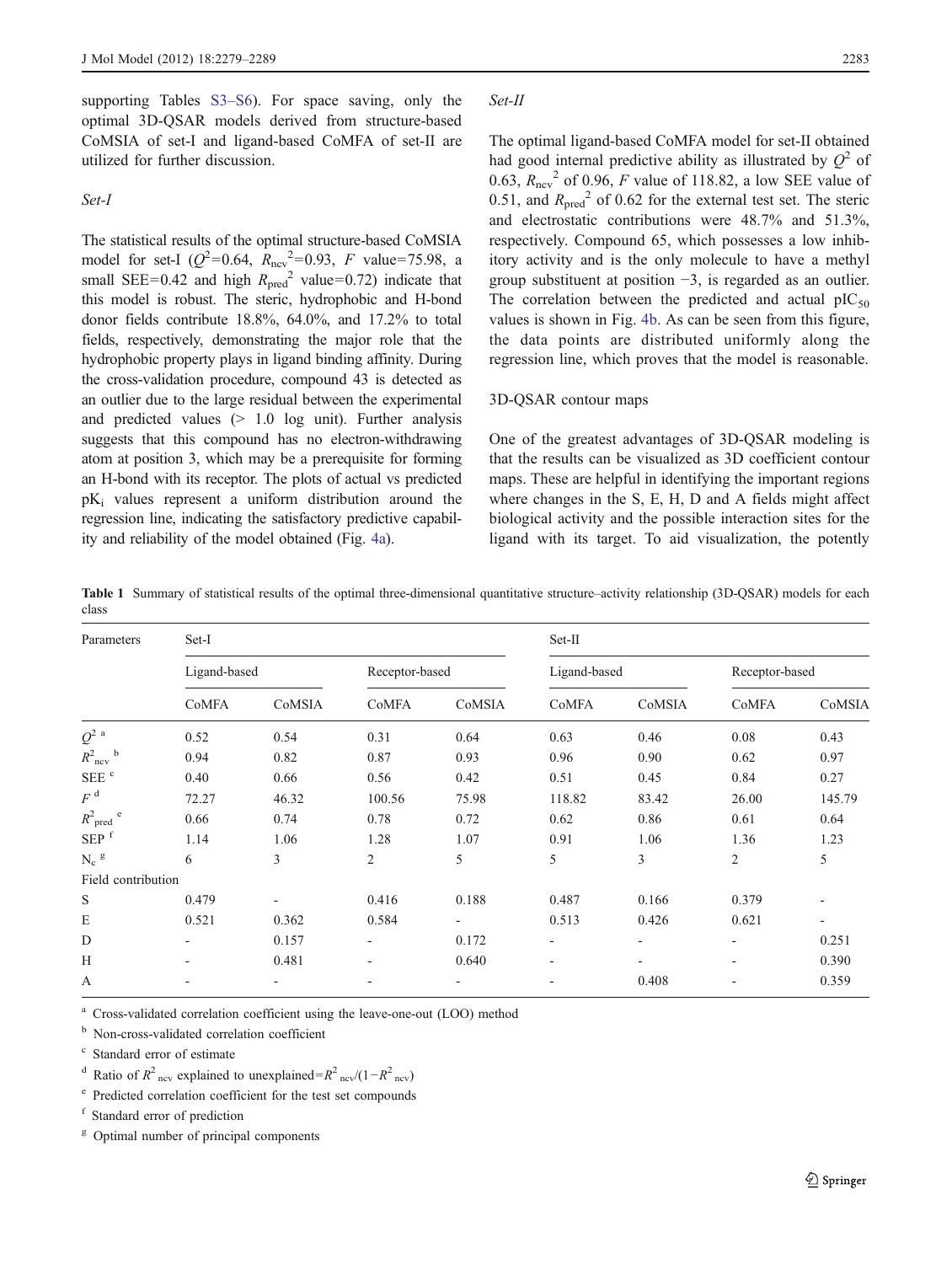supporting Tables S3–S6). For space saving, only the optimal 3D-QSAR models derived from structure-based CoMSIA of set-I and ligand-based CoMFA of set-II are utilized for further discussion.

### Set-I

The statistical results of the optimal structure-based CoMSIA model for set-I ($Q^2$=0.64, $R_{ncv}^2$=0.93, $F$ value=75.98, a small SEE=0.42 and high $R_{pred}^2$ value=0.72) indicate that this model is robust. The steric, hydrophobic and H-bond donor fields contribute 18.8%, 64.0%, and 17.2% to total fields, respectively, demonstrating the major role that the hydrophobic property plays in ligand binding affinity. During the cross-validation procedure, compound 43 is detected as an outlier due to the large residual between the experimental and predicted values (> 1.0 log unit). Further analysis suggests that this compound has no electron-withdrawing atom at position 3, which may be a prerequisite for forming an H-bond with its receptor. The plots of actual vs predicted $pK_i$ values represent a uniform distribution around the regression line, indicating the satisfactory predictive capability and reliability of the model obtained (Fig. 4a).

### Set-II

The optimal ligand-based CoMFA model for set-II obtained had good internal predictive ability as illustrated by $Q^2$ of 0.63, $R_{ncv}^2$ of 0.96, $F$ value of 118.82, a low SEE value of 0.51, and $R_{pred}^2$ of 0.62 for the external test set. The steric and electrostatic contributions were 48.7% and 51.3%, respectively. Compound 65, which possesses a low inhibitory activity and is the only molecule to have a methyl group substituent at position −3, is regarded as an outlier. The correlation between the predicted and actual $pIC_{50}$ values is shown in Fig. 4b. As can be seen from this figure, the data points are distributed uniformly along the regression line, which proves that the model is reasonable.

## 3D-QSAR contour maps

One of the greatest advantages of 3D-QSAR modeling is that the results can be visualized as 3D coefficient contour maps. These are helpful in identifying the important regions where changes in the S, E, H, D and A fields might affect biological activity and the possible interaction sites for the ligand with its target. To aid visualization, the potently

**Table 1** Summary of statistical results of the optimal three-dimensional quantitative structure–activity relationship (3D-QSAR) models for each class

| Parameters | Set-I | | | | Set-II | | | |
|---|---|---|---|---|---|---|---|---|
| | Ligand-based | | Receptor-based | | Ligand-based | | Receptor-based | |
| | CoMFA | CoMSIA | CoMFA | CoMSIA | CoMFA | CoMSIA | CoMFA | CoMSIA |
| $Q^2$ [a] | 0.52 | 0.54 | 0.31 | 0.64 | 0.63 | 0.46 | 0.08 | 0.43 |
| $R^2_{ncv}$ [b] | 0.94 | 0.82 | 0.87 | 0.93 | 0.96 | 0.90 | 0.62 | 0.97 |
| SEE [c] | 0.40 | 0.66 | 0.56 | 0.42 | 0.51 | 0.45 | 0.84 | 0.27 |
| $F$ [d] | 72.27 | 46.32 | 100.56 | 75.98 | 118.82 | 83.42 | 26.00 | 145.79 |
| $R^2_{pred}$ [e] | 0.66 | 0.74 | 0.78 | 0.72 | 0.62 | 0.86 | 0.61 | 0.64 |
| SEP [f] | 1.14 | 1.06 | 1.28 | 1.07 | 0.91 | 1.06 | 1.36 | 1.23 |
| $N_c$ [g] | 6 | 3 | 2 | 5 | 5 | 3 | 2 | 5 |
| Field contribution | | | | | | | | |
| S | 0.479 | - | 0.416 | 0.188 | 0.487 | 0.166 | 0.379 | - |
| E | 0.521 | 0.362 | 0.584 | - | 0.513 | 0.426 | 0.621 | - |
| D | - | 0.157 | - | 0.172 | - | - | - | 0.251 |
| H | - | 0.481 | - | 0.640 | - | - | - | 0.390 |
| A | - | - | - | - | - | 0.408 | - | 0.359 |

[a] Cross-validated correlation coefficient using the leave-one-out (LOO) method

[b] Non-cross-validated correlation coefficient

[c] Standard error of estimate

[d] Ratio of $R^2_{ncv}$ explained to unexplained=$R^2_{ncv}/(1-R^2_{ncv})$

[e] Predicted correlation coefficient for the test set compounds

[f] Standard error of prediction

[g] Optimal number of principal components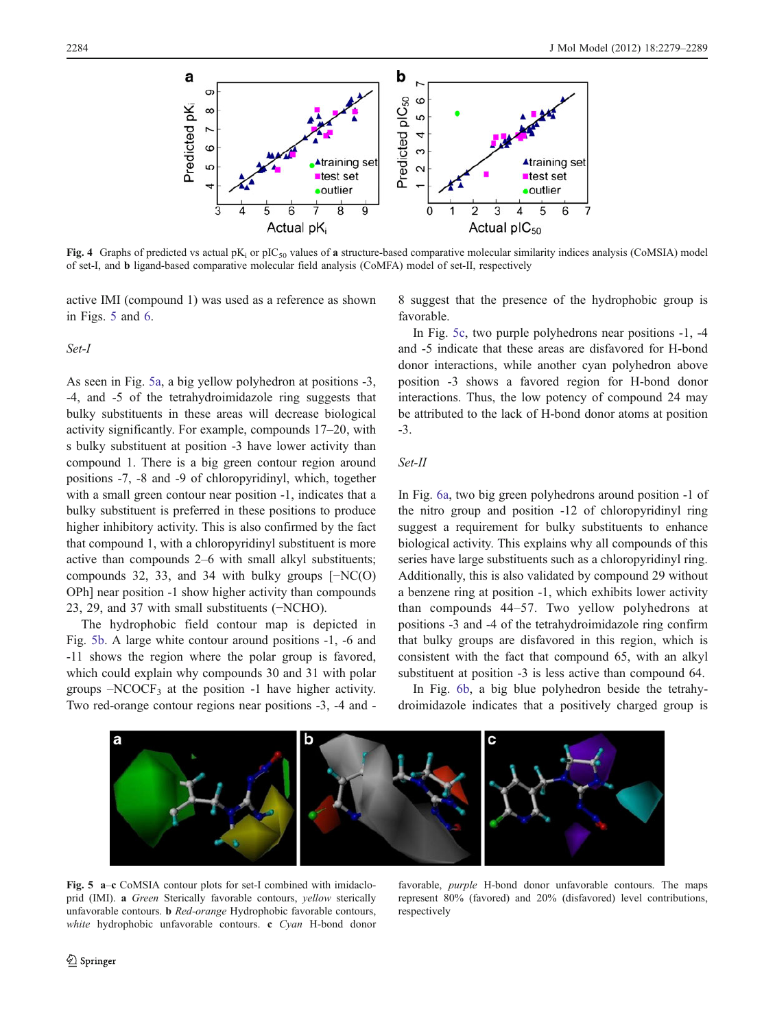Fig. 4 Graphs of predicted vs actual $pK_i$ or $pIC_{50}$ values of **a** structure-based comparative molecular similarity indices analysis (CoMSIA) model of set-I, and **b** ligand-based comparative molecular field analysis (CoMFA) model of set-II, respectively

active IMI (compound 1) was used as a reference as shown in Figs. 5 and 6.

*Set-I*

As seen in Fig. 5a, a big yellow polyhedron at positions -3, -4, and -5 of the tetrahydroimidazole ring suggests that bulky substituents in these areas will decrease biological activity significantly. For example, compounds 17–20, with s bulky substituent at position -3 have lower activity than compound 1. There is a big green contour region around positions -7, -8 and -9 of chloropyridinyl, which, together with a small green contour near position -1, indicates that a bulky substituent is preferred in these positions to produce higher inhibitory activity. This is also confirmed by the fact that compound 1, with a chloropyridinyl substituent is more active than compounds 2–6 with small alkyl substituents; compounds 32, 33, and 34 with bulky groups [−NC(O)OPh] near position -1 show higher activity than compounds 23, 29, and 37 with small substituents (−NCHO).

The hydrophobic field contour map is depicted in Fig. 5b. A large white contour around positions -1, -6 and -11 shows the region where the polar group is favored, which could explain why compounds 30 and 31 with polar groups –$NCOCF_3$ at the position -1 have higher activity. Two red-orange contour regions near positions -3, -4 and -8 suggest that the presence of the hydrophobic group is favorable.

In Fig. 5c, two purple polyhedrons near positions -1, -4 and -5 indicate that these areas are disfavored for H-bond donor interactions, while another cyan polyhedron above position -3 shows a favored region for H-bond donor interactions. Thus, the low potency of compound 24 may be attributed to the lack of H-bond donor atoms at position -3.

*Set-II*

In Fig. 6a, two big green polyhedrons around position -1 of the nitro group and position -12 of chloropyridinyl ring suggest a requirement for bulky substituents to enhance biological activity. This explains why all compounds of this series have large substituents such as a chloropyridinyl ring. Additionally, this is also validated by compound 29 without a benzene ring at position -1, which exhibits lower activity than compounds 44–57. Two yellow polyhedrons at positions -3 and -4 of the tetrahydroimidazole ring confirm that bulky groups are disfavored in this region, which is consistent with the fact that compound 65, with an alkyl substituent at position -3 is less active than compound 64.

In Fig. 6b, a big blue polyhedron beside the tetrahydroimidazole indicates that a positively charged group is

Fig. 5 **a**–**c** CoMSIA contour plots for set-I combined with imidacloprid (IMI). **a** *Green* Sterically favorable contours, *yellow* sterically unfavorable contours. **b** *Red-orange* Hydrophobic favorable contours, *white* hydrophobic unfavorable contours. **c** *Cyan* H-bond donor favorable, *purple* H-bond donor unfavorable contours. The maps represent 80% (favored) and 20% (disfavored) level contributions, respectively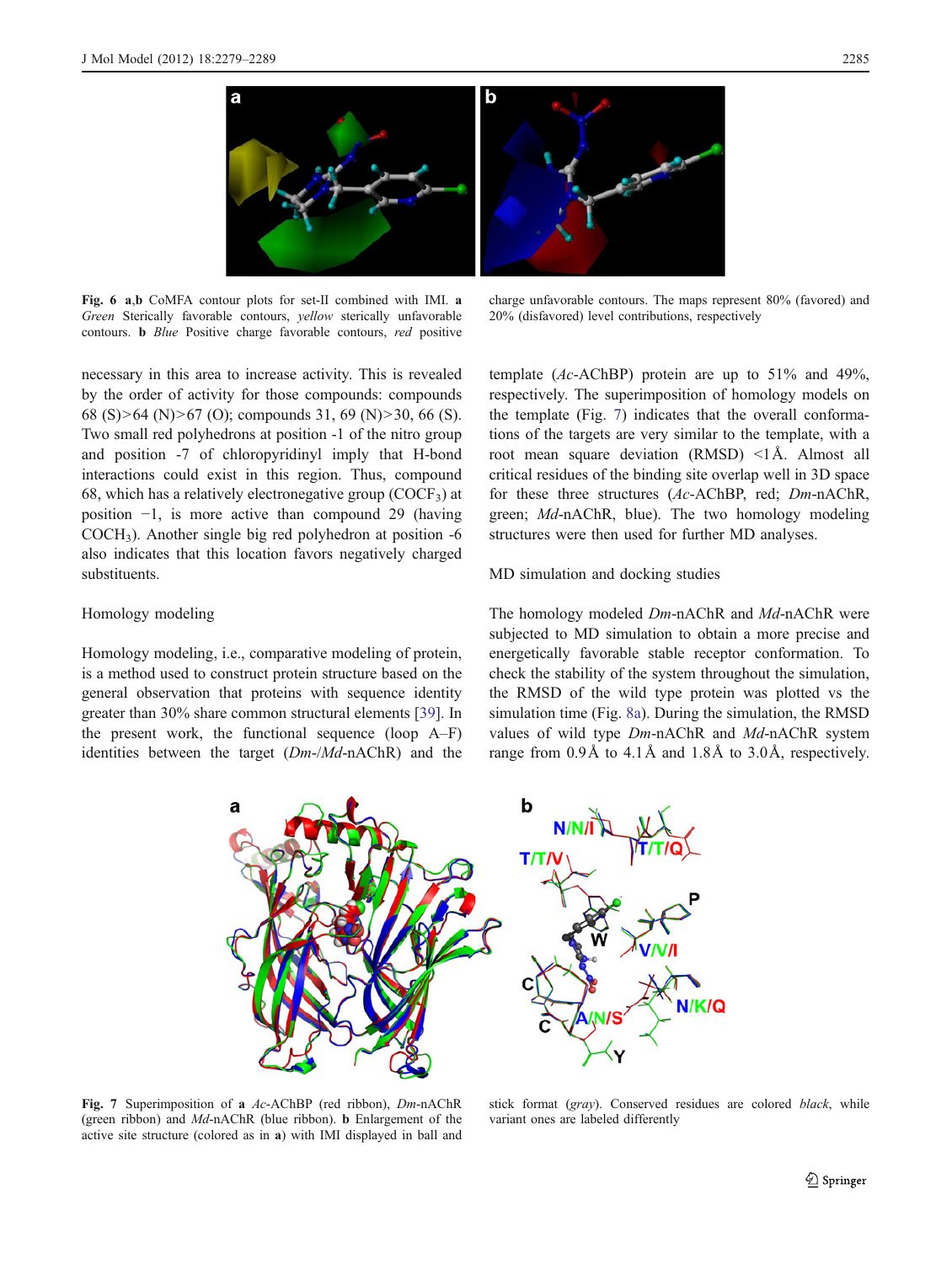**Fig. 6** **a**,**b** CoMFA contour plots for set-II combined with IMI. **a** *Green* Sterically favorable contours, *yellow* sterically unfavorable contours. **b** *Blue* Positive charge favorable contours, *red* positive charge unfavorable contours. The maps represent 80% (favored) and 20% (disfavored) level contributions, respectively

necessary in this area to increase activity. This is revealed by the order of activity for those compounds: compounds 68 (S)>64 (N)>67 (O); compounds 31, 69 (N)>30, 66 (S). Two small red polyhedrons at position -1 of the nitro group and position -7 of chloropyridinyl imply that H-bond interactions could exist in this region. Thus, compound 68, which has a relatively electronegative group ($COCF_3$) at position −1, is more active than compound 29 (having $COCH_3$). Another single big red polyhedron at position -6 also indicates that this location favors negatively charged substituents.

## Homology modeling

Homology modeling, i.e., comparative modeling of protein, is a method used to construct protein structure based on the general observation that proteins with sequence identity greater than 30% share common structural elements [39]. In the present work, the functional sequence (loop A–F) identities between the target (*Dm*-/*Md*-nAChR) and the template (*Ac*-AChBP) protein are up to 51% and 49%, respectively. The superimposition of homology models on the template (Fig. 7) indicates that the overall conformations of the targets are very similar to the template, with a root mean square deviation (RMSD) <1Å. Almost all critical residues of the binding site overlap well in 3D space for these three structures (*Ac*-AChBP, red; *Dm*-nAChR, green; *Md*-nAChR, blue). The two homology modeling structures were then used for further MD analyses.

## MD simulation and docking studies

The homology modeled *Dm*-nAChR and *Md*-nAChR were subjected to MD simulation to obtain a more precise and energetically favorable stable receptor conformation. To check the stability of the system throughout the simulation, the RMSD of the wild type protein was plotted vs the simulation time (Fig. 8a). During the simulation, the RMSD values of wild type *Dm*-nAChR and *Md*-nAChR system range from 0.9Å to 4.1Å and 1.8Å to 3.0Å, respectively.

**Fig. 7** Superimposition of **a** *Ac*-AChBP (red ribbon), *Dm*-nAChR (green ribbon) and *Md*-nAChR (blue ribbon). **b** Enlargement of the active site structure (colored as in **a**) with IMI displayed in ball and stick format (*gray*). Conserved residues are colored *black*, while variant ones are labeled differently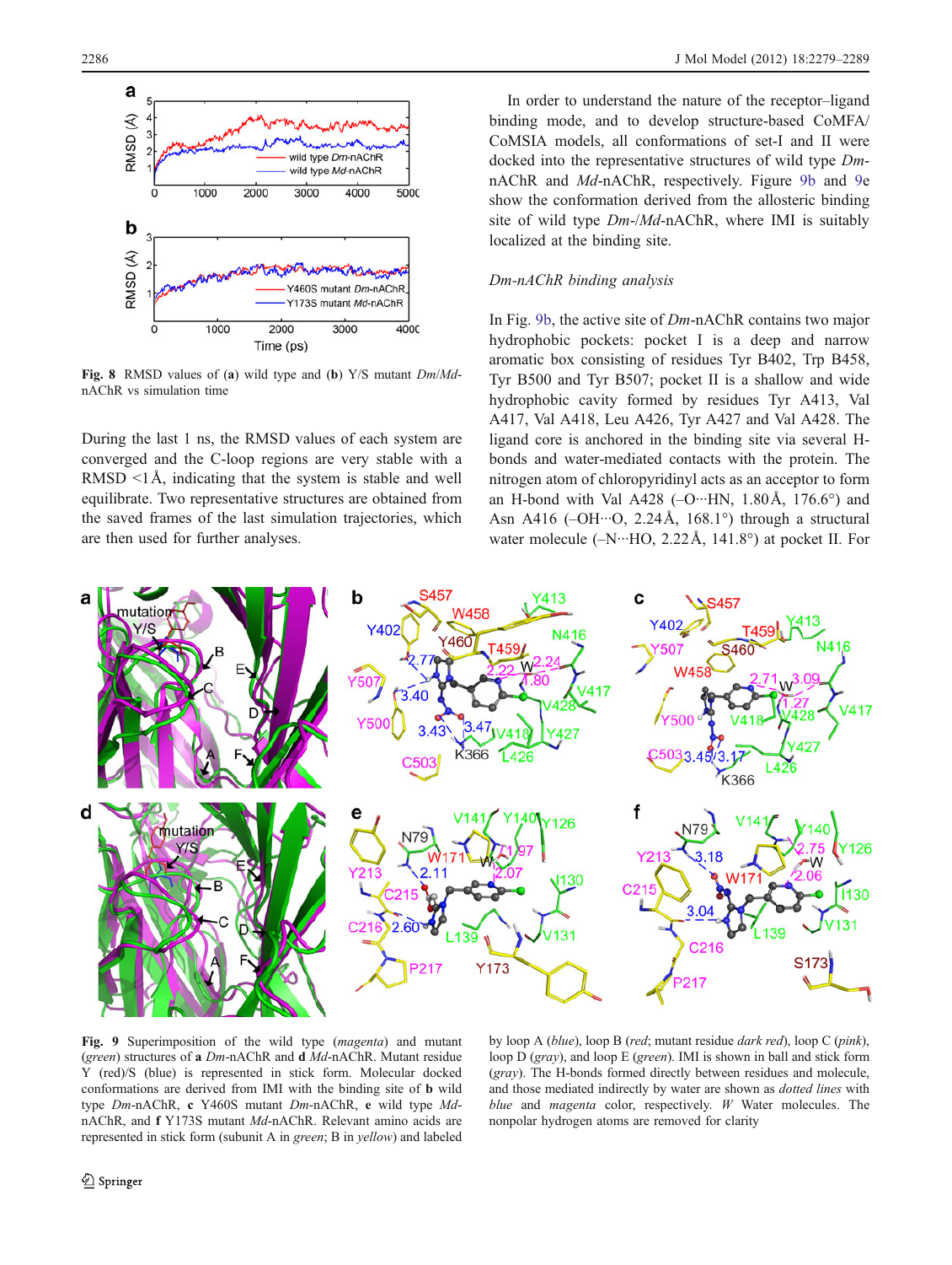**Fig. 8** RMSD values of (**a**) wild type and (**b**) Y/S mutant *Dm*/*Md*-nAChR vs simulation time

During the last 1 ns, the RMSD values of each system are converged and the C-loop regions are very stable with a RMSD <1 Å, indicating that the system is stable and well equilibrate. Two representative structures are obtained from the saved frames of the last simulation trajectories, which are then used for further analyses.

In order to understand the nature of the receptor–ligand binding mode, and to develop structure-based CoMFA/CoMSIA models, all conformations of set-I and II were docked into the representative structures of wild type *Dm*-nAChR and *Md*-nAChR, respectively. Figure 9b and 9e show the conformation derived from the allosteric binding site of wild type *Dm*-/*Md*-nAChR, where IMI is suitably localized at the binding site.

*Dm-nAChR binding analysis*

In Fig. 9b, the active site of *Dm*-nAChR contains two major hydrophobic pockets: pocket I is a deep and narrow aromatic box consisting of residues Tyr B402, Trp B458, Tyr B500 and Tyr B507; pocket II is a shallow and wide hydrophobic cavity formed by residues Tyr A413, Val A417, Val A418, Leu A426, Tyr A427 and Val A428. The ligand core is anchored in the binding site via several H-bonds and water-mediated contacts with the protein. The nitrogen atom of chloropyridinyl acts as an acceptor to form an H-bond with Val A428 (–O···HN, 1.80 Å, 176.6°) and Asn A416 (–OH···O, 2.24 Å, 168.1°) through a structural water molecule (–N···HO, 2.22 Å, 141.8°) at pocket II. For

**Fig. 9** Superimposition of the wild type (*magenta*) and mutant (*green*) structures of **a** *Dm*-nAChR and **d** *Md*-nAChR. Mutant residue Y (red)/S (blue) is represented in stick form. Molecular docked conformations are derived from IMI with the binding site of **b** wild type *Dm*-nAChR, **c** Y460S mutant *Dm*-nAChR, **e** wild type *Md*-nAChR, and **f** Y173S mutant *Md*-nAChR. Relevant amino acids are represented in stick form (subunit A in *green*; B in *yellow*) and labeled by loop A (*blue*), loop B (*red*; mutant residue *dark red*), loop C (*pink*), loop D (*gray*), and loop E (*green*). IMI is shown in ball and stick form (*gray*). The H-bonds formed directly between residues and molecule, and those mediated indirectly by water are shown as *dotted lines* with *blue* and *magenta* color, respectively. *W* Water molecules. The nonpolar hydrogen atoms are removed for clarity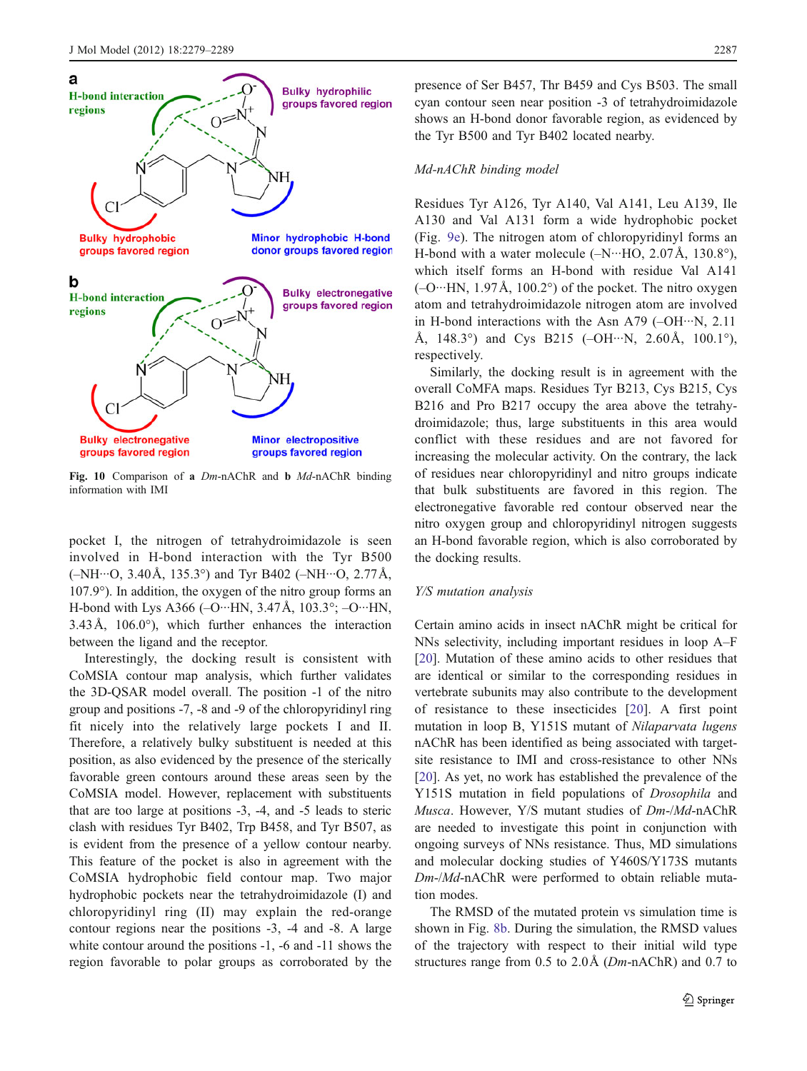Fig. 10 Comparison of **a** *Dm*-nAChR and **b** *Md*-nAChR binding information with IMI

pocket I, the nitrogen of tetrahydroimidazole is seen involved in H-bond interaction with the Tyr B500 (–NH···O, 3.40Å, 135.3°) and Tyr B402 (–NH···O, 2.77Å, 107.9°). In addition, the oxygen of the nitro group forms an H-bond with Lys A366 (–O···HN, 3.47Å, 103.3°; –O···HN, 3.43Å, 106.0°), which further enhances the interaction between the ligand and the receptor.

Interestingly, the docking result is consistent with CoMSIA contour map analysis, which further validates the 3D-QSAR model overall. The position -1 of the nitro group and positions -7, -8 and -9 of the chloropyridinyl ring fit nicely into the relatively large pockets I and II. Therefore, a relatively bulky substituent is needed at this position, as also evidenced by the presence of the sterically favorable green contours around these areas seen by the CoMSIA model. However, replacement with substituents that are too large at positions -3, -4, and -5 leads to steric clash with residues Tyr B402, Trp B458, and Tyr B507, as is evident from the presence of a yellow contour nearby. This feature of the pocket is also in agreement with the CoMSIA hydrophobic field contour map. Two major hydrophobic pockets near the tetrahydroimidazole (I) and chloropyridinyl ring (II) may explain the red-orange contour regions near the positions -3, -4 and -8. A large white contour around the positions -1, -6 and -11 shows the region favorable to polar groups as corroborated by the presence of Ser B457, Thr B459 and Cys B503. The small cyan contour seen near position -3 of tetrahydroimidazole shows an H-bond donor favorable region, as evidenced by the Tyr B500 and Tyr B402 located nearby.

*Md-nAChR binding model*

Residues Tyr A126, Tyr A140, Val A141, Leu A139, Ile A130 and Val A131 form a wide hydrophobic pocket (Fig. 9e). The nitrogen atom of chloropyridinyl forms an H-bond with a water molecule (–N···HO, 2.07Å, 130.8°), which itself forms an H-bond with residue Val A141 (–O···HN, 1.97Å, 100.2°) of the pocket. The nitro oxygen atom and tetrahydroimidazole nitrogen atom are involved in H-bond interactions with the Asn A79 (–OH···N, 2.11 Å, 148.3°) and Cys B215 (–OH···N, 2.60Å, 100.1°), respectively.

Similarly, the docking result is in agreement with the overall CoMFA maps. Residues Tyr B213, Cys B215, Cys B216 and Pro B217 occupy the area above the tetrahydroimidazole; thus, large substituents in this area would conflict with these residues and are not favored for increasing the molecular activity. On the contrary, the lack of residues near chloropyridinyl and nitro groups indicate that bulk substituents are favored in this region. The electronegative favorable red contour observed near the nitro oxygen group and chloropyridinyl nitrogen suggests an H-bond favorable region, which is also corroborated by the docking results.

*Y/S mutation analysis*

Certain amino acids in insect nAChR might be critical for NNs selectivity, including important residues in loop A–F [20]. Mutation of these amino acids to other residues that are identical or similar to the corresponding residues in vertebrate subunits may also contribute to the development of resistance to these insecticides [20]. A first point mutation in loop B, Y151S mutant of *Nilaparvata lugens* nAChR has been identified as being associated with target-site resistance to IMI and cross-resistance to other NNs [20]. As yet, no work has established the prevalence of the Y151S mutation in field populations of *Drosophila* and *Musca*. However, Y/S mutant studies of *Dm*-/*Md*-nAChR are needed to investigate this point in conjunction with ongoing surveys of NNs resistance. Thus, MD simulations and molecular docking studies of Y460S/Y173S mutants *Dm*-/*Md*-nAChR were performed to obtain reliable mutation modes.

The RMSD of the mutated protein vs simulation time is shown in Fig. 8b. During the simulation, the RMSD values of the trajectory with respect to their initial wild type structures range from 0.5 to 2.0Å (*Dm*-nAChR) and 0.7 to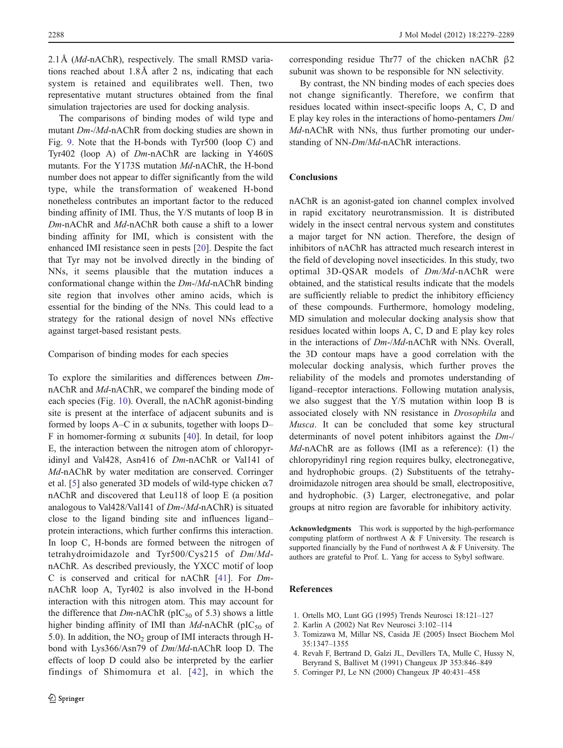2.1Å (*Md*-nAChR), respectively. The small RMSD variations reached about 1.8Å after 2 ns, indicating that each system is retained and equilibrates well. Then, two representative mutant structures obtained from the final simulation trajectories are used for docking analysis.

The comparisons of binding modes of wild type and mutant *Dm*-/*Md*-nAChR from docking studies are shown in Fig. 9. Note that the H-bonds with Tyr500 (loop C) and Tyr402 (loop A) of *Dm*-nAChR are lacking in Y460S mutants. For the Y173S mutation *Md*-nAChR, the H-bond number does not appear to differ significantly from the wild type, while the transformation of weakened H-bond nonetheless contributes an important factor to the reduced binding affinity of IMI. Thus, the Y/S mutants of loop B in *Dm*-nAChR and *Md*-nAChR both cause a shift to a lower binding affinity for IMI, which is consistent with the enhanced IMI resistance seen in pests [20]. Despite the fact that Tyr may not be involved directly in the binding of NNs, it seems plausible that the mutation induces a conformational change within the *Dm*-/*Md*-nAChR binding site region that involves other amino acids, which is essential for the binding of the NNs. This could lead to a strategy for the rational design of novel NNs effective against target-based resistant pests.

Comparison of binding modes for each species

To explore the similarities and differences between *Dm*-nAChR and *Md*-nAChR, we comparef the binding mode of each species (Fig. 10). Overall, the nAChR agonist-binding site is present at the interface of adjacent subunits and is formed by loops A–C in α subunits, together with loops D–F in homomer-forming α subunits [40]. In detail, for loop E, the interaction between the nitrogen atom of chloropyridinyl and Val428, Asn416 of *Dm*-nAChR or Val141 of *Md*-nAChR by water meditation are conserved. Corringer et al. [5] also generated 3D models of wild-type chicken α7 nAChR and discovered that Leu118 of loop E (a position analogous to Val428/Val141 of *Dm*-/*Md*-nAChR) is situated close to the ligand binding site and influences ligand–protein interactions, which further confirms this interaction. In loop C, H-bonds are formed between the nitrogen of tetrahydroimidazole and Tyr500/Cys215 of *Dm*/*Md*-nAChR. As described previously, the YXCC motif of loop C is conserved and critical for nAChR [41]. For *Dm*-nAChR loop A, Tyr402 is also involved in the H-bond interaction with this nitrogen atom. This may account for the difference that *Dm*-nAChR ($pIC_{50}$ of 5.3) shows a little higher binding affinity of IMI than *Md*-nAChR ($pIC_{50}$ of 5.0). In addition, the $NO_2$ group of IMI interacts through H-bond with Lys366/Asn79 of *Dm*/*Md*-nAChR loop D. The effects of loop D could also be interpreted by the earlier findings of Shimomura et al. [42], in which the corresponding residue Thr77 of the chicken nAChR β2 subunit was shown to be responsible for NN selectivity.

By contrast, the NN binding modes of each species does not change significantly. Therefore, we confirm that residues located within insect-specific loops A, C, D and E play key roles in the interactions of homo-pentamers *Dm*/*Md*-nAChR with NNs, thus further promoting our understanding of NN-*Dm*/*Md*-nAChR interactions.

## Conclusions

nAChR is an agonist-gated ion channel complex involved in rapid excitatory neurotransmission. It is distributed widely in the insect central nervous system and constitutes a major target for NN action. Therefore, the design of inhibitors of nAChR has attracted much research interest in the field of developing novel insecticides. In this study, two optimal 3D-QSAR models of *Dm/Md*-nAChR were obtained, and the statistical results indicate that the models are sufficiently reliable to predict the inhibitory efficiency of these compounds. Furthermore, homology modeling, MD simulation and molecular docking analysis show that residues located within loops A, C, D and E play key roles in the interactions of *Dm*-/*Md*-nAChR with NNs. Overall, the 3D contour maps have a good correlation with the molecular docking analysis, which further proves the reliability of the models and promotes understanding of ligand–receptor interactions. Following mutation analysis, we also suggest that the Y/S mutation within loop B is associated closely with NN resistance in *Drosophila* and *Musca*. It can be concluded that some key structural determinants of novel potent inhibitors against the *Dm*-/*Md*-nAChR are as follows (IMI as a reference): (1) the chloropyridinyl ring region requires bulky, electronegative, and hydrophobic groups. (2) Substituents of the tetrahydroimidazole nitrogen area should be small, electropositive, and hydrophobic. (3) Larger, electronegative, and polar groups at nitro region are favorable for inhibitory activity.

**Acknowledgments** This work is supported by the high-performance computing platform of northwest A & F University. The research is supported financially by the Fund of northwest A & F University. The authors are grateful to Prof. L. Yang for access to Sybyl software.

## References

1. Ortells MO, Lunt GG (1995) Trends Neurosci 18:121–127
2. Karlin A (2002) Nat Rev Neurosci 3:102–114
3. Tomizawa M, Millar NS, Casida JE (2005) Insect Biochem Mol 35:1347–1355
4. Revah F, Bertrand D, Galzi JL, Devillers TA, Mulle C, Hussy N, Beryrand S, Ballivet M (1991) Changeux JP 353:846–849
5. Corringer PJ, Le NN (2000) Changeux JP 40:431–458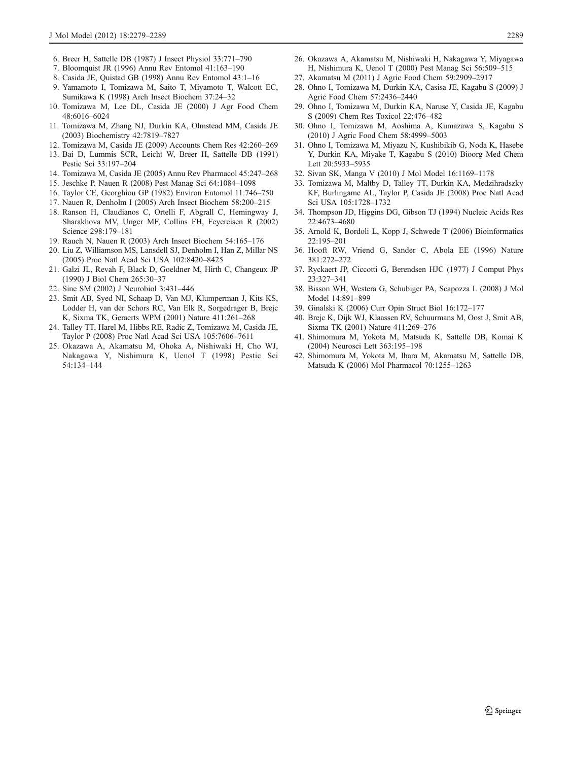6. Breer H, Sattelle DB (1987) J Insect Physiol 33:771–790
7. Bloomquist JR (1996) Annu Rev Entomol 41:163–190
8. Casida JE, Quistad GB (1998) Annu Rev Entomol 43:1–16
9. Yamamoto I, Tomizawa M, Saito T, Miyamoto T, Walcott EC, Sumikawa K (1998) Arch Insect Biochem 37:24–32
10. Tomizawa M, Lee DL, Casida JE (2000) J Agr Food Chem 48:6016–6024
11. Tomizawa M, Zhang NJ, Durkin KA, Olmstead MM, Casida JE (2003) Biochemistry 42:7819–7827
12. Tomizawa M, Casida JE (2009) Accounts Chem Res 42:260–269
13. Bai D, Lummis SCR, Leicht W, Breer H, Sattelle DB (1991) Pestic Sci 33:197–204
14. Tomizawa M, Casida JE (2005) Annu Rev Pharmacol 45:247–268
15. Jeschke P, Nauen R (2008) Pest Manag Sci 64:1084–1098
16. Taylor CE, Georghiou GP (1982) Environ Entomol 11:746–750
17. Nauen R, Denholm I (2005) Arch Insect Biochem 58:200–215
18. Ranson H, Claudianos C, Ortelli F, Abgrall C, Hemingway J, Sharakhova MV, Unger MF, Collins FH, Feyereisen R (2002) Science 298:179–181
19. Rauch N, Nauen R (2003) Arch Insect Biochem 54:165–176
20. Liu Z, Williamson MS, Lansdell SJ, Denholm I, Han Z, Millar NS (2005) Proc Natl Acad Sci USA 102:8420–8425
21. Galzi JL, Revah F, Black D, Goeldner M, Hirth C, Changeux JP (1990) J Biol Chem 265:30–37
22. Sine SM (2002) J Neurobiol 3:431–446
23. Smit AB, Syed NI, Schaap D, Van MJ, Klumperman J, Kits KS, Lodder H, van der Schors RC, Van Elk R, Sorgedrager B, Brejc K, Sixma TK, Geraerts WPM (2001) Nature 411:261–268
24. Talley TT, Harel M, Hibbs RE, Radic Z, Tomizawa M, Casida JE, Taylor P (2008) Proc Natl Acad Sci USA 105:7606–7611
25. Okazawa A, Akamatsu M, Ohoka A, Nishiwaki H, Cho WJ, Nakagawa Y, Nishimura K, Uenol T (1998) Pestic Sci 54:134–144
26. Okazawa A, Akamatsu M, Nishiwaki H, Nakagawa Y, Miyagawa H, Nishimura K, Uenol T (2000) Pest Manag Sci 56:509–515
27. Akamatsu M (2011) J Agric Food Chem 59:2909–2917
28. Ohno I, Tomizawa M, Durkin KA, Casisa JE, Kagabu S (2009) J Agric Food Chem 57:2436–2440
29. Ohno I, Tomizawa M, Durkin KA, Naruse Y, Casida JE, Kagabu S (2009) Chem Res Toxicol 22:476–482
30. Ohno I, Tomizawa M, Aoshima A, Kumazawa S, Kagabu S (2010) J Agric Food Chem 58:4999–5003
31. Ohno I, Tomizawa M, Miyazu N, Kushibikib G, Noda K, Hasebe Y, Durkin KA, Miyake T, Kagabu S (2010) Bioorg Med Chem Lett 20:5933–5935
32. Sivan SK, Manga V (2010) J Mol Model 16:1169–1178
33. Tomizawa M, Maltby D, Talley TT, Durkin KA, Medzihradszky KF, Burlingame AL, Taylor P, Casida JE (2008) Proc Natl Acad Sci USA 105:1728–1732
34. Thompson JD, Higgins DG, Gibson TJ (1994) Nucleic Acids Res 22:4673–4680
35. Arnold K, Bordoli L, Kopp J, Schwede T (2006) Bioinformatics 22:195–201
36. Hooft RW, Vriend G, Sander C, Abola EE (1996) Nature 381:272–272
37. Ryckaert JP, Ciccotti G, Berendsen HJC (1977) J Comput Phys 23:327–341
38. Bisson WH, Westera G, Schubiger PA, Scapozza L (2008) J Mol Model 14:891–899
39. Ginalski K (2006) Curr Opin Struct Biol 16:172–177
40. Brejc K, Dijk WJ, Klaassen RV, Schuurmans M, Oost J, Smit AB, Sixma TK (2001) Nature 411:269–276
41. Shimomura M, Yokota M, Matsuda K, Sattelle DB, Komai K (2004) Neurosci Lett 363:195–198
42. Shimomura M, Yokota M, Ihara M, Akamatsu M, Sattelle DB, Matsuda K (2006) Mol Pharmacol 70:1255–1263